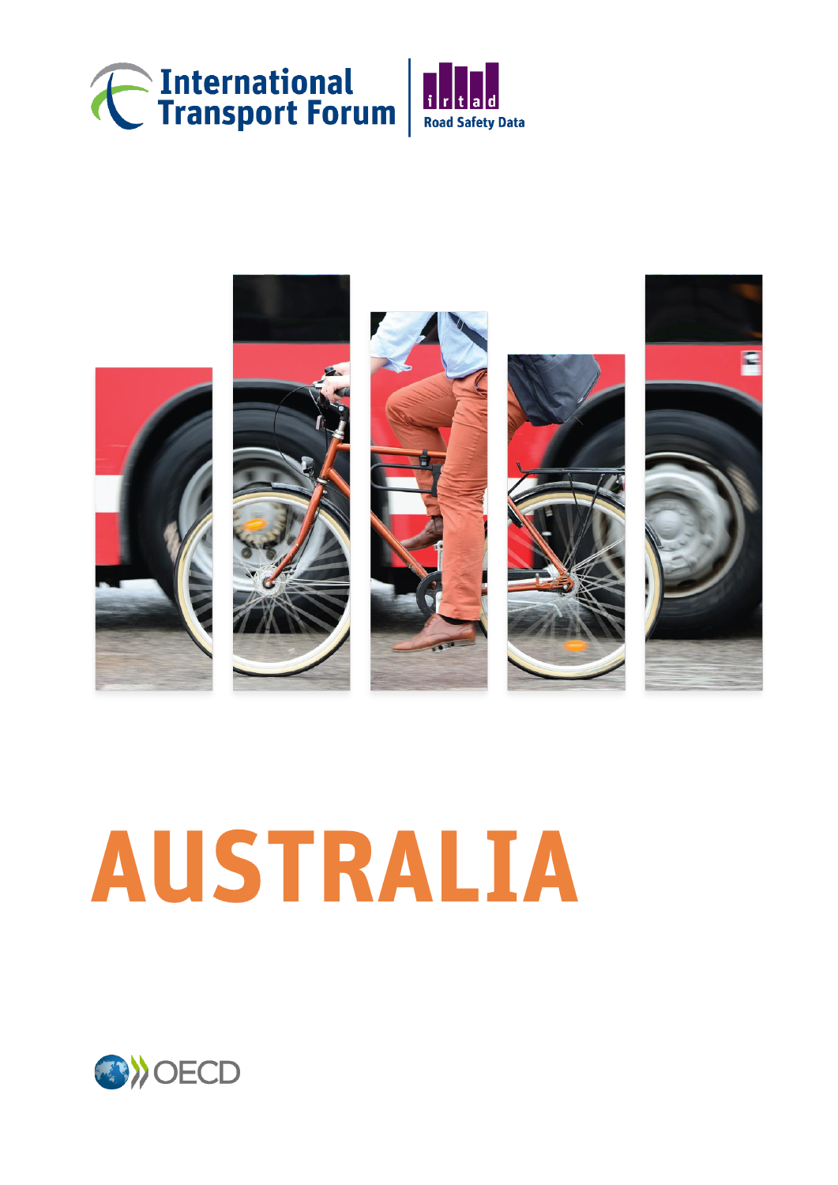International Transport Forum

irtad Road Safety Data

# AUSTRALIA

OECD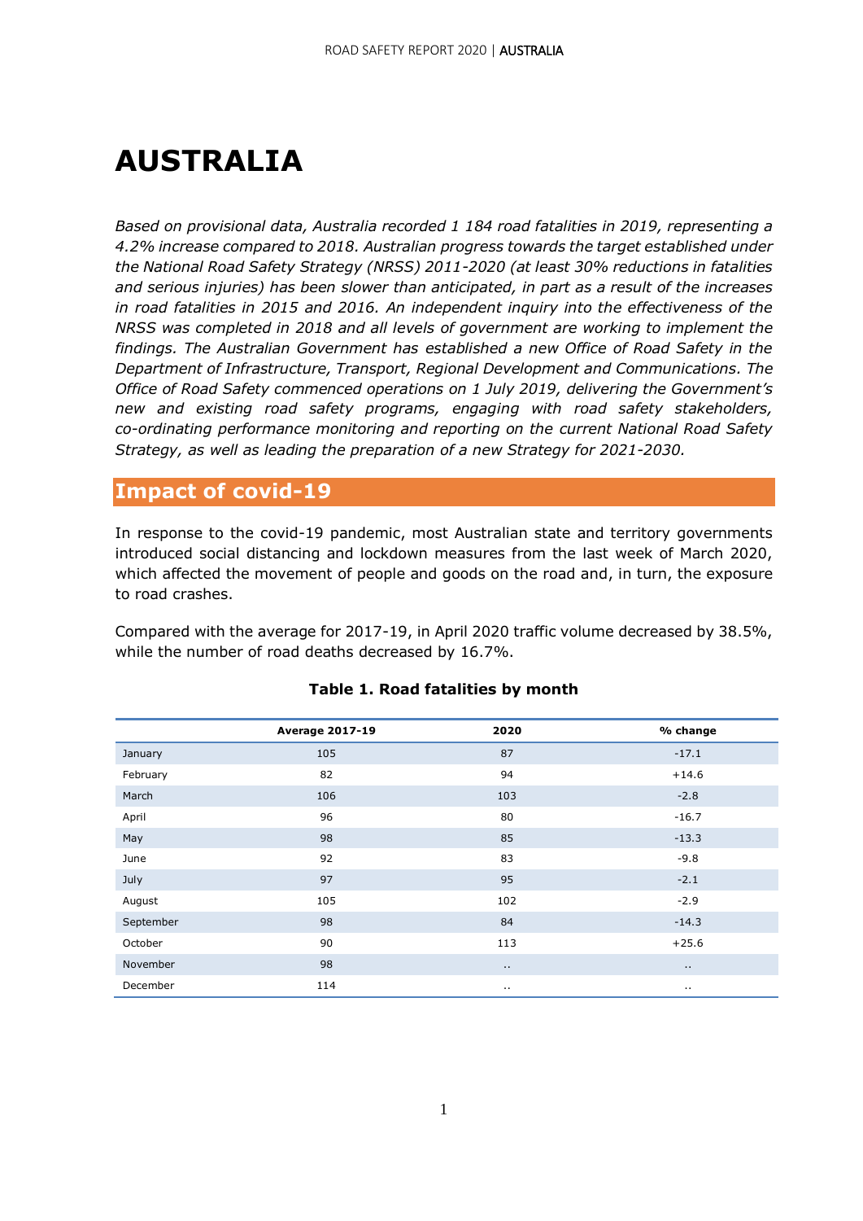# AUSTRALIA

*Based on provisional data, Australia recorded 1 184 road fatalities in 2019, representing a 4.2% increase compared to 2018. Australian progress towards the target established under the National Road Safety Strategy (NRSS) 2011-2020 (at least 30% reductions in fatalities and serious injuries) has been slower than anticipated, in part as a result of the increases in road fatalities in 2015 and 2016. An independent inquiry into the effectiveness of the NRSS was completed in 2018 and all levels of government are working to implement the findings. The Australian Government has established a new Office of Road Safety in the Department of Infrastructure, Transport, Regional Development and Communications. The Office of Road Safety commenced operations on 1 July 2019, delivering the Government's new and existing road safety programs, engaging with road safety stakeholders, co-ordinating performance monitoring and reporting on the current National Road Safety Strategy, as well as leading the preparation of a new Strategy for 2021-2030.*

## Impact of covid-19

In response to the covid-19 pandemic, most Australian state and territory governments introduced social distancing and lockdown measures from the last week of March 2020, which affected the movement of people and goods on the road and, in turn, the exposure to road crashes.

Compared with the average for 2017-19, in April 2020 traffic volume decreased by 38.5%, while the number of road deaths decreased by 16.7%.

**Table 1. Road fatalities by month**

| | Average 2017-19 | 2020 | % change |
|---|---|---|---|
| January | 105 | 87 | -17.1 |
| February | 82 | 94 | +14.6 |
| March | 106 | 103 | -2.8 |
| April | 96 | 80 | -16.7 |
| May | 98 | 85 | -13.3 |
| June | 92 | 83 | -9.8 |
| July | 97 | 95 | -2.1 |
| August | 105 | 102 | -2.9 |
| September | 98 | 84 | -14.3 |
| October | 90 | 113 | +25.6 |
| November | 98 | .. | .. |
| December | 114 | .. | .. |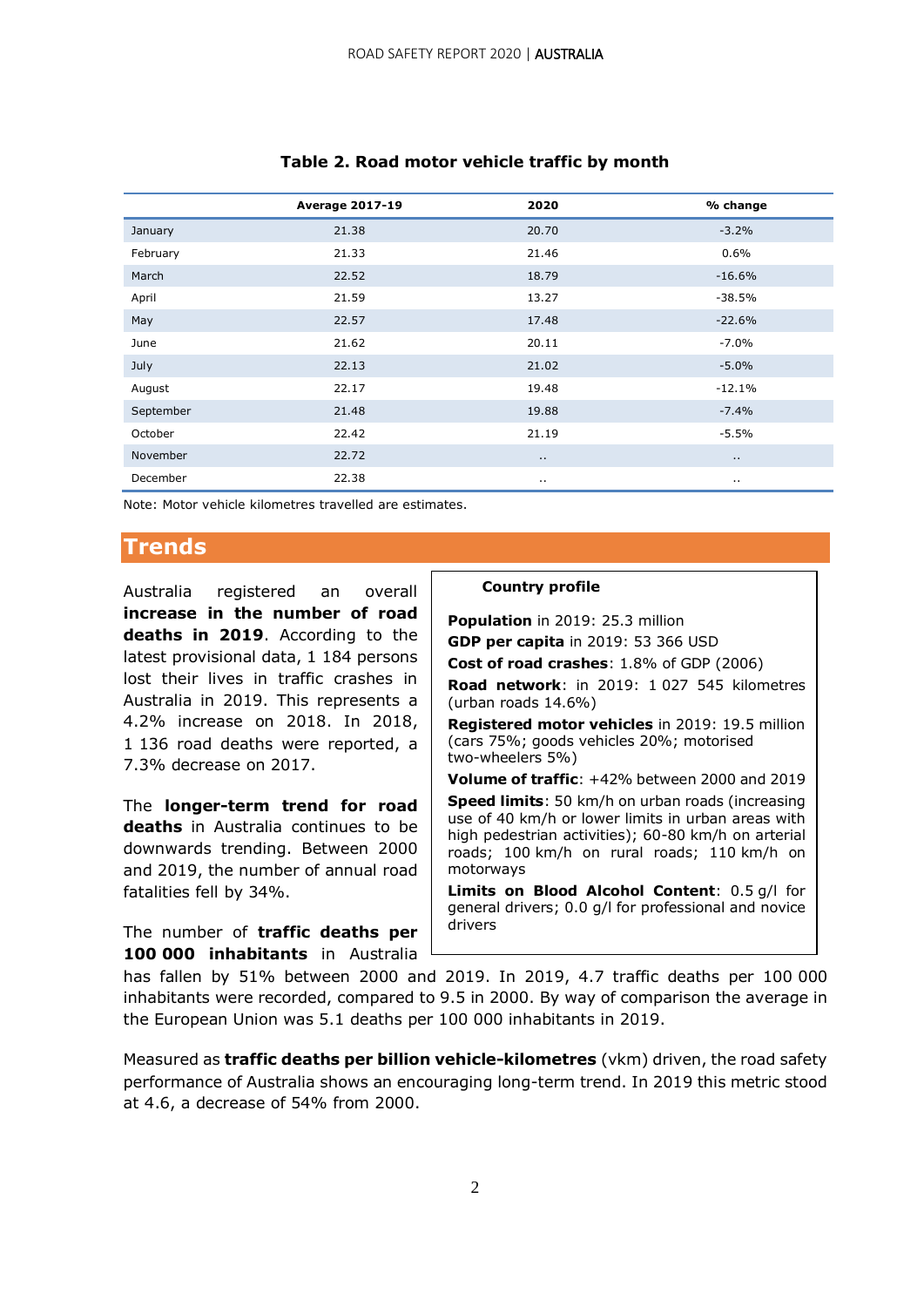**Table 2. Road motor vehicle traffic by month**

| | Average 2017-19 | 2020 | % change |
|---|---|---|---|
| January | 21.38 | 20.70 | -3.2% |
| February | 21.33 | 21.46 | 0.6% |
| March | 22.52 | 18.79 | -16.6% |
| April | 21.59 | 13.27 | -38.5% |
| May | 22.57 | 17.48 | -22.6% |
| June | 21.62 | 20.11 | -7.0% |
| July | 22.13 | 21.02 | -5.0% |
| August | 22.17 | 19.48 | -12.1% |
| September | 21.48 | 19.88 | -7.4% |
| October | 22.42 | 21.19 | -5.5% |
| November | 22.72 | .. | .. |
| December | 22.38 | .. | .. |

Note: Motor vehicle kilometres travelled are estimates.

## Trends

Australia registered an overall **increase in the number of road deaths in 2019**. According to the latest provisional data, 1 184 persons lost their lives in traffic crashes in Australia in 2019. This represents a 4.2% increase on 2018. In 2018, 1 136 road deaths were reported, a 7.3% decrease on 2017.

The **longer-term trend for road deaths** in Australia continues to be downwards trending. Between 2000 and 2019, the number of annual road fatalities fell by 34%.

The number of **traffic deaths per 100 000 inhabitants** in Australia has fallen by 51% between 2000 and 2019. In 2019, 4.7 traffic deaths per 100 000 inhabitants were recorded, compared to 9.5 in 2000. By way of comparison the average in the European Union was 5.1 deaths per 100 000 inhabitants in 2019.

Measured as **traffic deaths per billion vehicle-kilometres** (vkm) driven, the road safety performance of Australia shows an encouraging long-term trend. In 2019 this metric stood at 4.6, a decrease of 54% from 2000.

> **Country profile**
>
> **Population** in 2019: 25.3 million
>
> **GDP per capita** in 2019: 53 366 USD
>
> **Cost of road crashes**: 1.8% of GDP (2006)
>
> **Road network**: in 2019: 1 027 545 kilometres (urban roads 14.6%)
>
> **Registered motor vehicles** in 2019: 19.5 million (cars 75%; goods vehicles 20%; motorised two-wheelers 5%)
>
> **Volume of traffic**: +42% between 2000 and 2019
>
> **Speed limits**: 50 km/h on urban roads (increasing use of 40 km/h or lower limits in urban areas with high pedestrian activities); 60-80 km/h on arterial roads; 100 km/h on rural roads; 110 km/h on motorways
>
> **Limits on Blood Alcohol Content**: 0.5 g/l for general drivers; 0.0 g/l for professional and novice drivers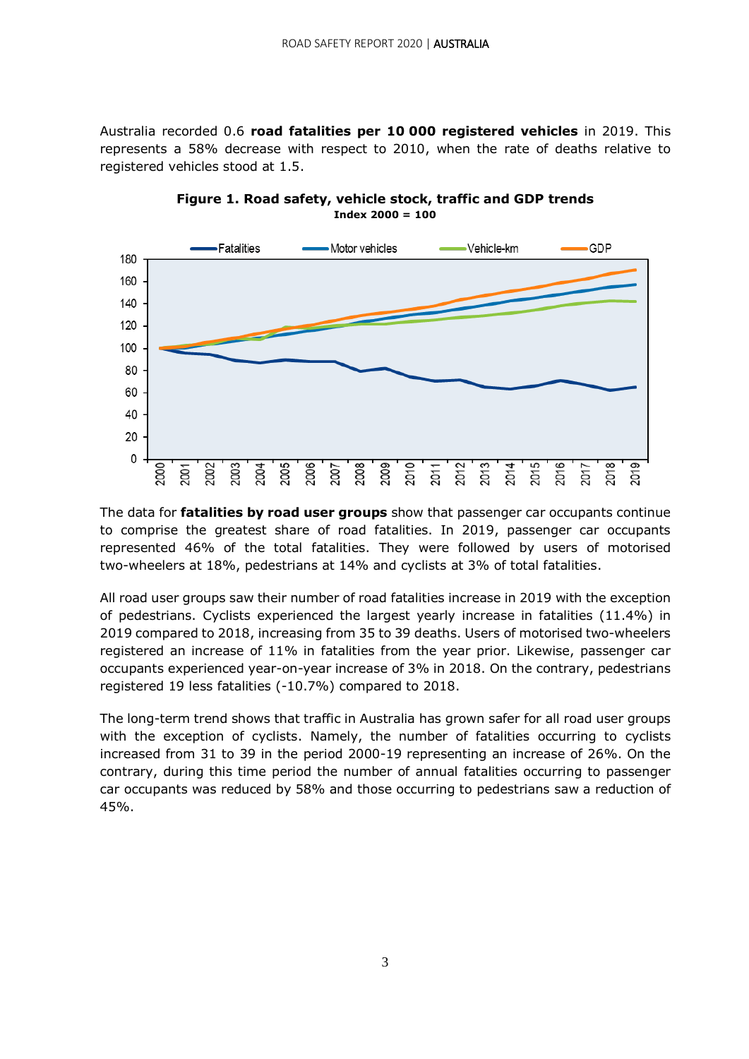Australia recorded 0.6 **road fatalities per 10 000 registered vehicles** in 2019. This represents a 58% decrease with respect to 2010, when the rate of deaths relative to registered vehicles stood at 1.5.

**Figure 1. Road safety, vehicle stock, traffic and GDP trends**
**Index 2000 = 100**

The data for **fatalities by road user groups** show that passenger car occupants continue to comprise the greatest share of road fatalities. In 2019, passenger car occupants represented 46% of the total fatalities. They were followed by users of motorised two-wheelers at 18%, pedestrians at 14% and cyclists at 3% of total fatalities.

All road user groups saw their number of road fatalities increase in 2019 with the exception of pedestrians. Cyclists experienced the largest yearly increase in fatalities (11.4%) in 2019 compared to 2018, increasing from 35 to 39 deaths. Users of motorised two-wheelers registered an increase of 11% in fatalities from the year prior. Likewise, passenger car occupants experienced year-on-year increase of 3% in 2018. On the contrary, pedestrians registered 19 less fatalities (-10.7%) compared to 2018.

The long-term trend shows that traffic in Australia has grown safer for all road user groups with the exception of cyclists. Namely, the number of fatalities occurring to cyclists increased from 31 to 39 in the period 2000-19 representing an increase of 26%. On the contrary, during this time period the number of annual fatalities occurring to passenger car occupants was reduced by 58% and those occurring to pedestrians saw a reduction of 45%.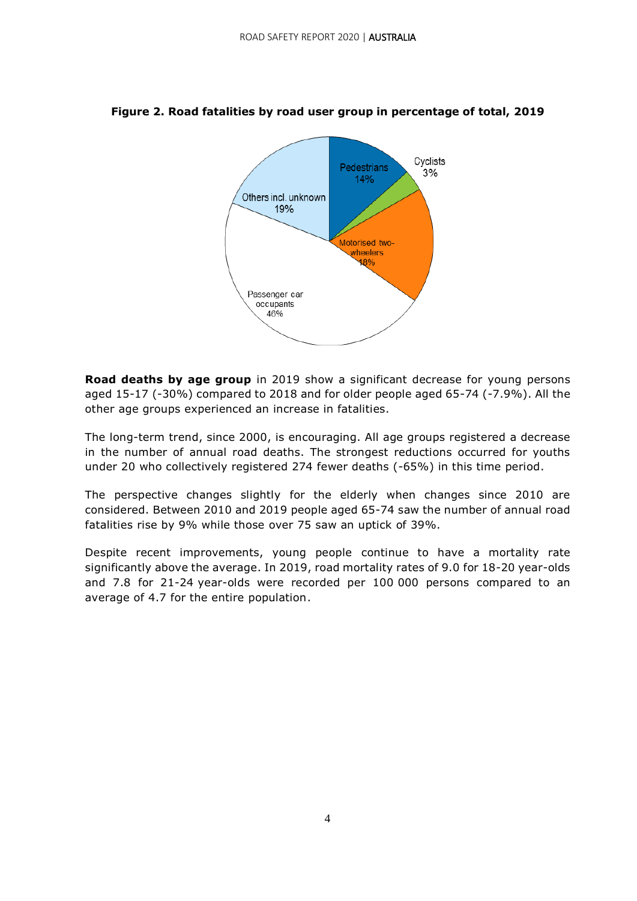**Figure 2. Road fatalities by road user group in percentage of total, 2019**

**Road deaths by age group** in 2019 show a significant decrease for young persons aged 15-17 (-30%) compared to 2018 and for older people aged 65-74 (-7.9%). All the other age groups experienced an increase in fatalities.

The long-term trend, since 2000, is encouraging. All age groups registered a decrease in the number of annual road deaths. The strongest reductions occurred for youths under 20 who collectively registered 274 fewer deaths (-65%) in this time period.

The perspective changes slightly for the elderly when changes since 2010 are considered. Between 2010 and 2019 people aged 65-74 saw the number of annual road fatalities rise by 9% while those over 75 saw an uptick of 39%.

Despite recent improvements, young people continue to have a mortality rate significantly above the average. In 2019, road mortality rates of 9.0 for 18-20 year-olds and 7.8 for 21-24 year-olds were recorded per 100 000 persons compared to an average of 4.7 for the entire population.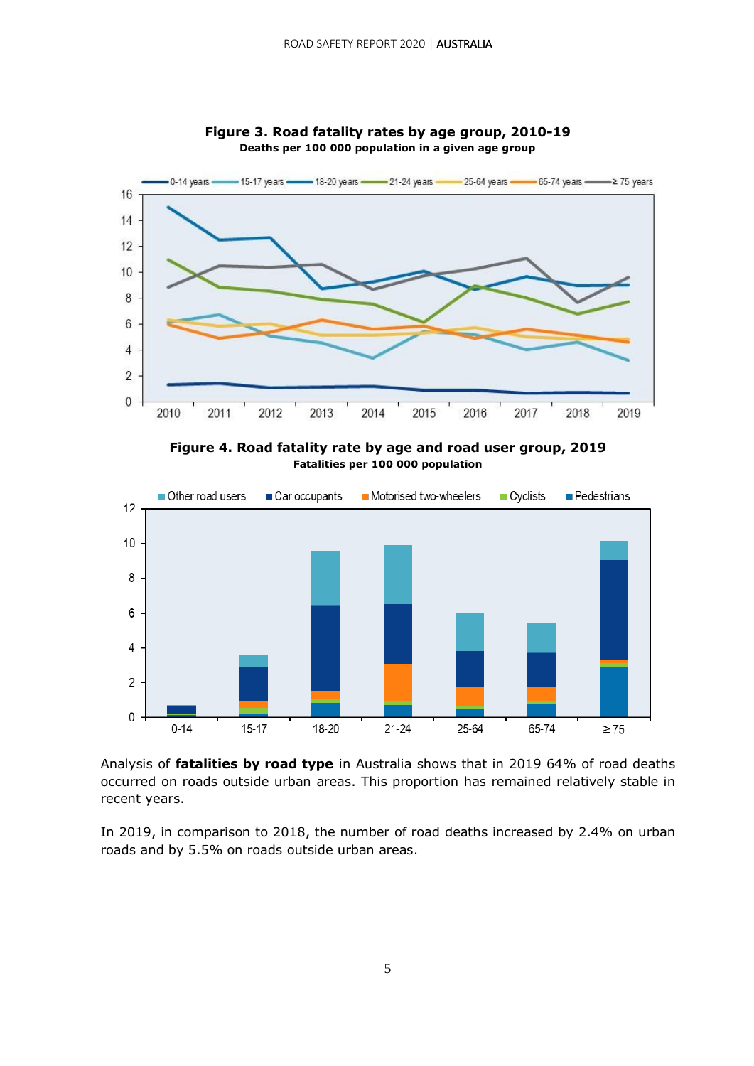**Figure 3. Road fatality rates by age group, 2010-19**
**Deaths per 100 000 population in a given age group**

**Figure 4. Road fatality rate by age and road user group, 2019**
**Fatalities per 100 000 population**

Analysis of **fatalities by road type** in Australia shows that in 2019 64% of road deaths occurred on roads outside urban areas. This proportion has remained relatively stable in recent years.

In 2019, in comparison to 2018, the number of road deaths increased by 2.4% on urban roads and by 5.5% on roads outside urban areas.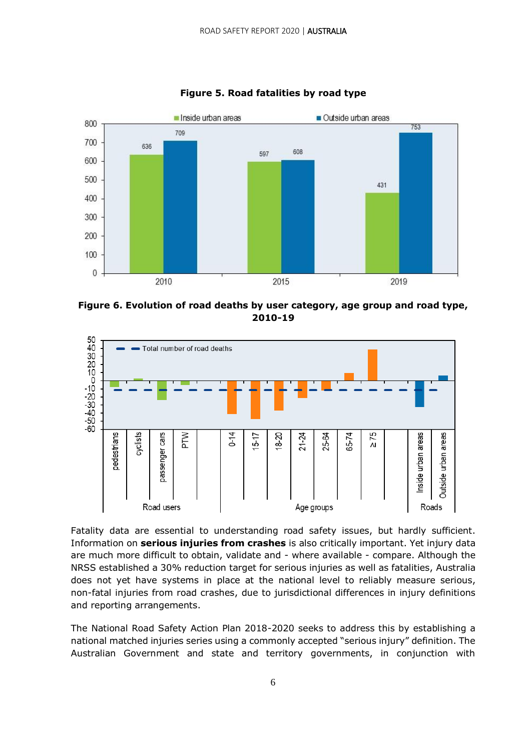**Figure 5. Road fatalities by road type**

| | Inside urban areas | Outside urban areas |
|---|---|---|
| 2010 | 636 | 709 |
| 2015 | 597 | 608 |
| 2019 | 431 | 753 |

**Figure 6. Evolution of road deaths by user category, age group and road type, 2010-19**

Fatality data are essential to understanding road safety issues, but hardly sufficient. Information on **serious injuries from crashes** is also critically important. Yet injury data are much more difficult to obtain, validate and - where available - compare. Although the NRSS established a 30% reduction target for serious injuries as well as fatalities, Australia does not yet have systems in place at the national level to reliably measure serious, non-fatal injuries from road crashes, due to jurisdictional differences in injury definitions and reporting arrangements.

The National Road Safety Action Plan 2018-2020 seeks to address this by establishing a national matched injuries series using a commonly accepted "serious injury" definition. The Australian Government and state and territory governments, in conjunction with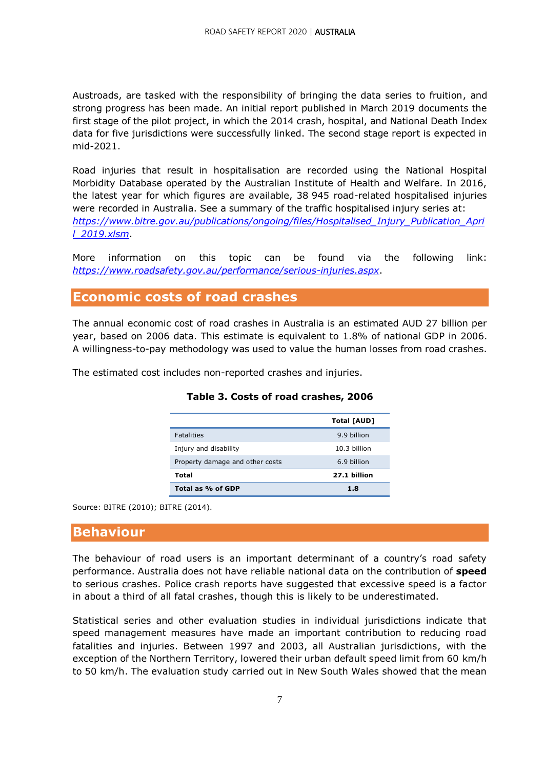Austroads, are tasked with the responsibility of bringing the data series to fruition, and strong progress has been made. An initial report published in March 2019 documents the first stage of the pilot project, in which the 2014 crash, hospital, and National Death Index data for five jurisdictions were successfully linked. The second stage report is expected in mid-2021.

Road injuries that result in hospitalisation are recorded using the National Hospital Morbidity Database operated by the Australian Institute of Health and Welfare. In 2016, the latest year for which figures are available, 38 945 road-related hospitalised injuries were recorded in Australia. See a summary of the traffic hospitalised injury series at: *https://www.bitre.gov.au/publications/ongoing/files/Hospitalised_Injury_Publication_April_2019.xlsm*.

More information on this topic can be found via the following link: *https://www.roadsafety.gov.au/performance/serious-injuries.aspx*.

## Economic costs of road crashes

The annual economic cost of road crashes in Australia is an estimated AUD 27 billion per year, based on 2006 data. This estimate is equivalent to 1.8% of national GDP in 2006. A willingness-to-pay methodology was used to value the human losses from road crashes.

The estimated cost includes non-reported crashes and injuries.

**Table 3. Costs of road crashes, 2006**

| | **Total [AUD]** |
|---|---|
| Fatalities | 9.9 billion |
| Injury and disability | 10.3 billion |
| Property damage and other costs | 6.9 billion |
| **Total** | **27.1 billion** |
| **Total as % of GDP** | **1.8** |

Source: BITRE (2010); BITRE (2014).

## Behaviour

The behaviour of road users is an important determinant of a country's road safety performance. Australia does not have reliable national data on the contribution of **speed** to serious crashes. Police crash reports have suggested that excessive speed is a factor in about a third of all fatal crashes, though this is likely to be underestimated.

Statistical series and other evaluation studies in individual jurisdictions indicate that speed management measures have made an important contribution to reducing road fatalities and injuries. Between 1997 and 2003, all Australian jurisdictions, with the exception of the Northern Territory, lowered their urban default speed limit from 60 km/h to 50 km/h. The evaluation study carried out in New South Wales showed that the mean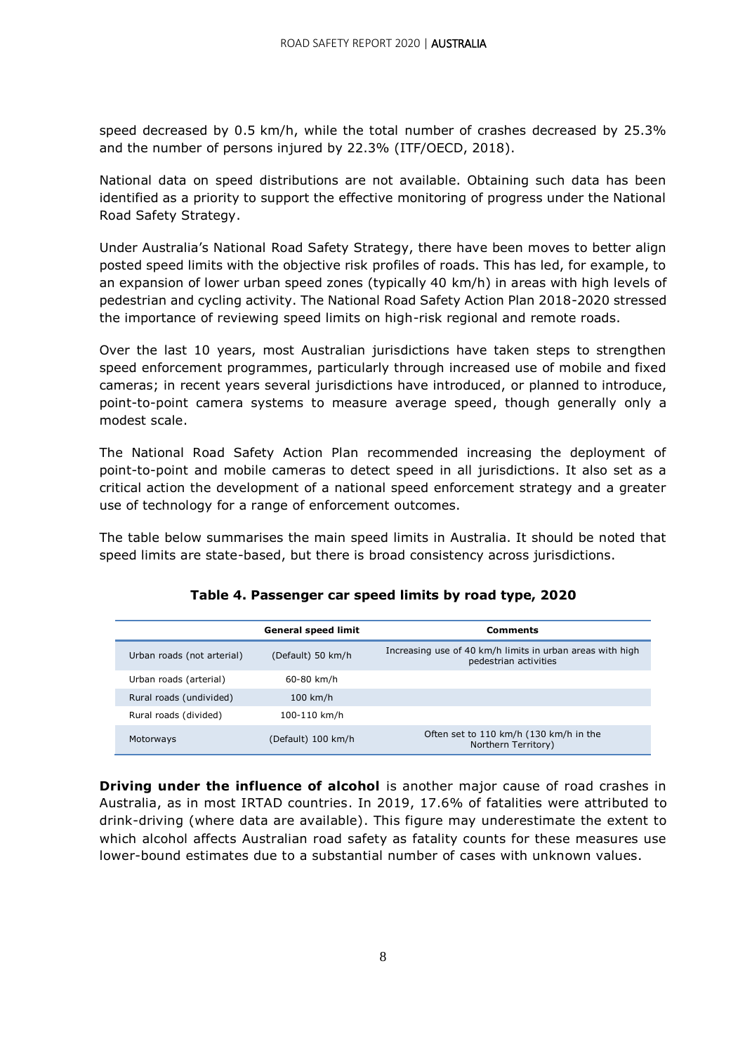speed decreased by 0.5 km/h, while the total number of crashes decreased by 25.3% and the number of persons injured by 22.3% (ITF/OECD, 2018).

National data on speed distributions are not available. Obtaining such data has been identified as a priority to support the effective monitoring of progress under the National Road Safety Strategy.

Under Australia's National Road Safety Strategy, there have been moves to better align posted speed limits with the objective risk profiles of roads. This has led, for example, to an expansion of lower urban speed zones (typically 40 km/h) in areas with high levels of pedestrian and cycling activity. The National Road Safety Action Plan 2018-2020 stressed the importance of reviewing speed limits on high-risk regional and remote roads.

Over the last 10 years, most Australian jurisdictions have taken steps to strengthen speed enforcement programmes, particularly through increased use of mobile and fixed cameras; in recent years several jurisdictions have introduced, or planned to introduce, point-to-point camera systems to measure average speed, though generally only a modest scale.

The National Road Safety Action Plan recommended increasing the deployment of point-to-point and mobile cameras to detect speed in all jurisdictions. It also set as a critical action the development of a national speed enforcement strategy and a greater use of technology for a range of enforcement outcomes.

The table below summarises the main speed limits in Australia. It should be noted that speed limits are state-based, but there is broad consistency across jurisdictions.

**Table 4. Passenger car speed limits by road type, 2020**

| | General speed limit | Comments |
|---|---|---|
| Urban roads (not arterial) | (Default) 50 km/h | Increasing use of 40 km/h limits in urban areas with high pedestrian activities |
| Urban roads (arterial) | 60-80 km/h | |
| Rural roads (undivided) | 100 km/h | |
| Rural roads (divided) | 100-110 km/h | |
| Motorways | (Default) 100 km/h | Often set to 110 km/h (130 km/h in the Northern Territory) |

**Driving under the influence of alcohol** is another major cause of road crashes in Australia, as in most IRTAD countries. In 2019, 17.6% of fatalities were attributed to drink-driving (where data are available). This figure may underestimate the extent to which alcohol affects Australian road safety as fatality counts for these measures use lower-bound estimates due to a substantial number of cases with unknown values.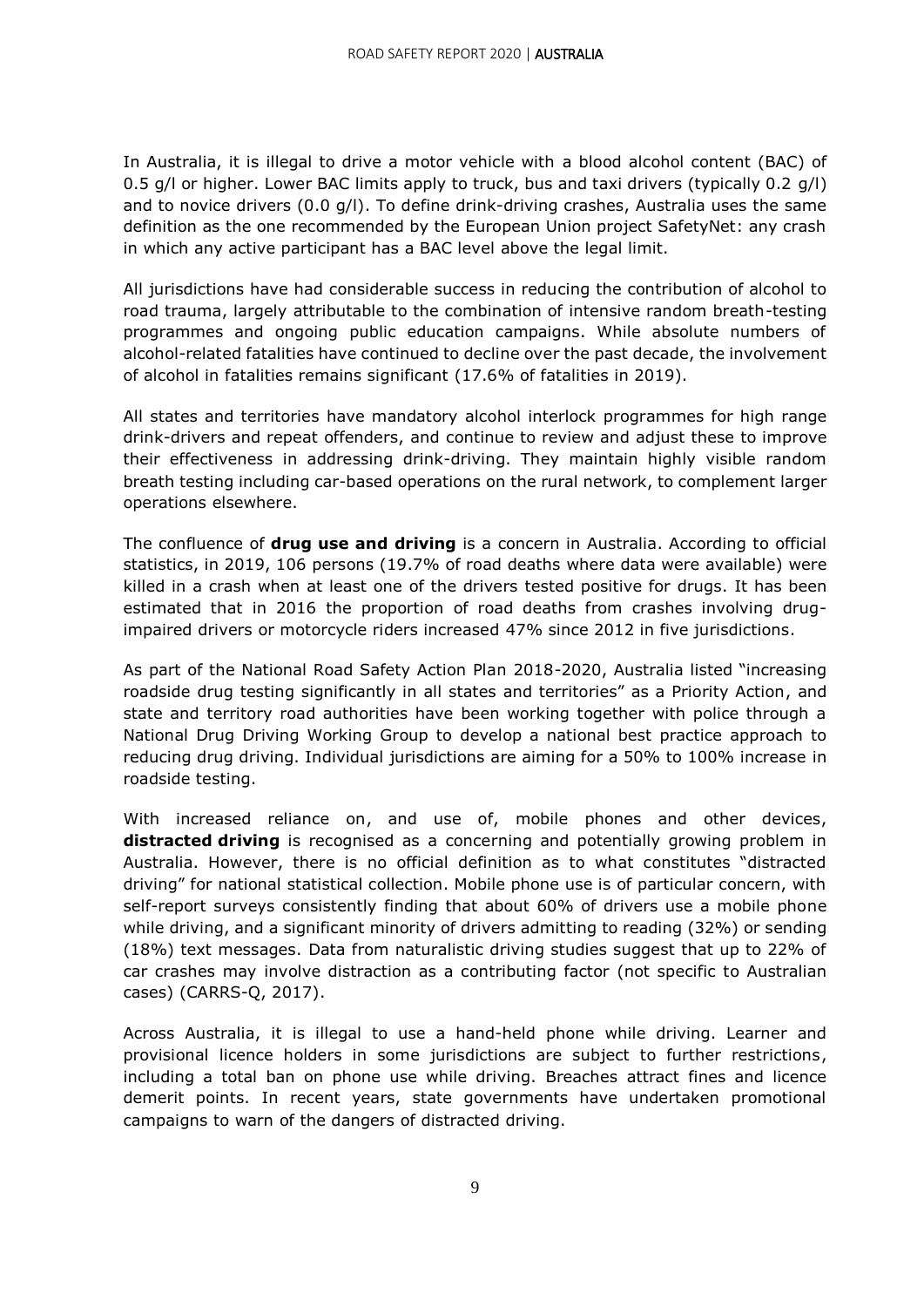In Australia, it is illegal to drive a motor vehicle with a blood alcohol content (BAC) of 0.5 g/l or higher. Lower BAC limits apply to truck, bus and taxi drivers (typically 0.2 g/l) and to novice drivers (0.0 g/l). To define drink-driving crashes, Australia uses the same definition as the one recommended by the European Union project SafetyNet: any crash in which any active participant has a BAC level above the legal limit.

All jurisdictions have had considerable success in reducing the contribution of alcohol to road trauma, largely attributable to the combination of intensive random breath-testing programmes and ongoing public education campaigns. While absolute numbers of alcohol-related fatalities have continued to decline over the past decade, the involvement of alcohol in fatalities remains significant (17.6% of fatalities in 2019).

All states and territories have mandatory alcohol interlock programmes for high range drink-drivers and repeat offenders, and continue to review and adjust these to improve their effectiveness in addressing drink-driving. They maintain highly visible random breath testing including car-based operations on the rural network, to complement larger operations elsewhere.

The confluence of **drug use and driving** is a concern in Australia. According to official statistics, in 2019, 106 persons (19.7% of road deaths where data were available) were killed in a crash when at least one of the drivers tested positive for drugs. It has been estimated that in 2016 the proportion of road deaths from crashes involving drug-impaired drivers or motorcycle riders increased 47% since 2012 in five jurisdictions.

As part of the National Road Safety Action Plan 2018-2020, Australia listed "increasing roadside drug testing significantly in all states and territories" as a Priority Action, and state and territory road authorities have been working together with police through a National Drug Driving Working Group to develop a national best practice approach to reducing drug driving. Individual jurisdictions are aiming for a 50% to 100% increase in roadside testing.

With increased reliance on, and use of, mobile phones and other devices, **distracted driving** is recognised as a concerning and potentially growing problem in Australia. However, there is no official definition as to what constitutes "distracted driving" for national statistical collection. Mobile phone use is of particular concern, with self-report surveys consistently finding that about 60% of drivers use a mobile phone while driving, and a significant minority of drivers admitting to reading (32%) or sending (18%) text messages. Data from naturalistic driving studies suggest that up to 22% of car crashes may involve distraction as a contributing factor (not specific to Australian cases) (CARRS-Q, 2017).

Across Australia, it is illegal to use a hand-held phone while driving. Learner and provisional licence holders in some jurisdictions are subject to further restrictions, including a total ban on phone use while driving. Breaches attract fines and licence demerit points. In recent years, state governments have undertaken promotional campaigns to warn of the dangers of distracted driving.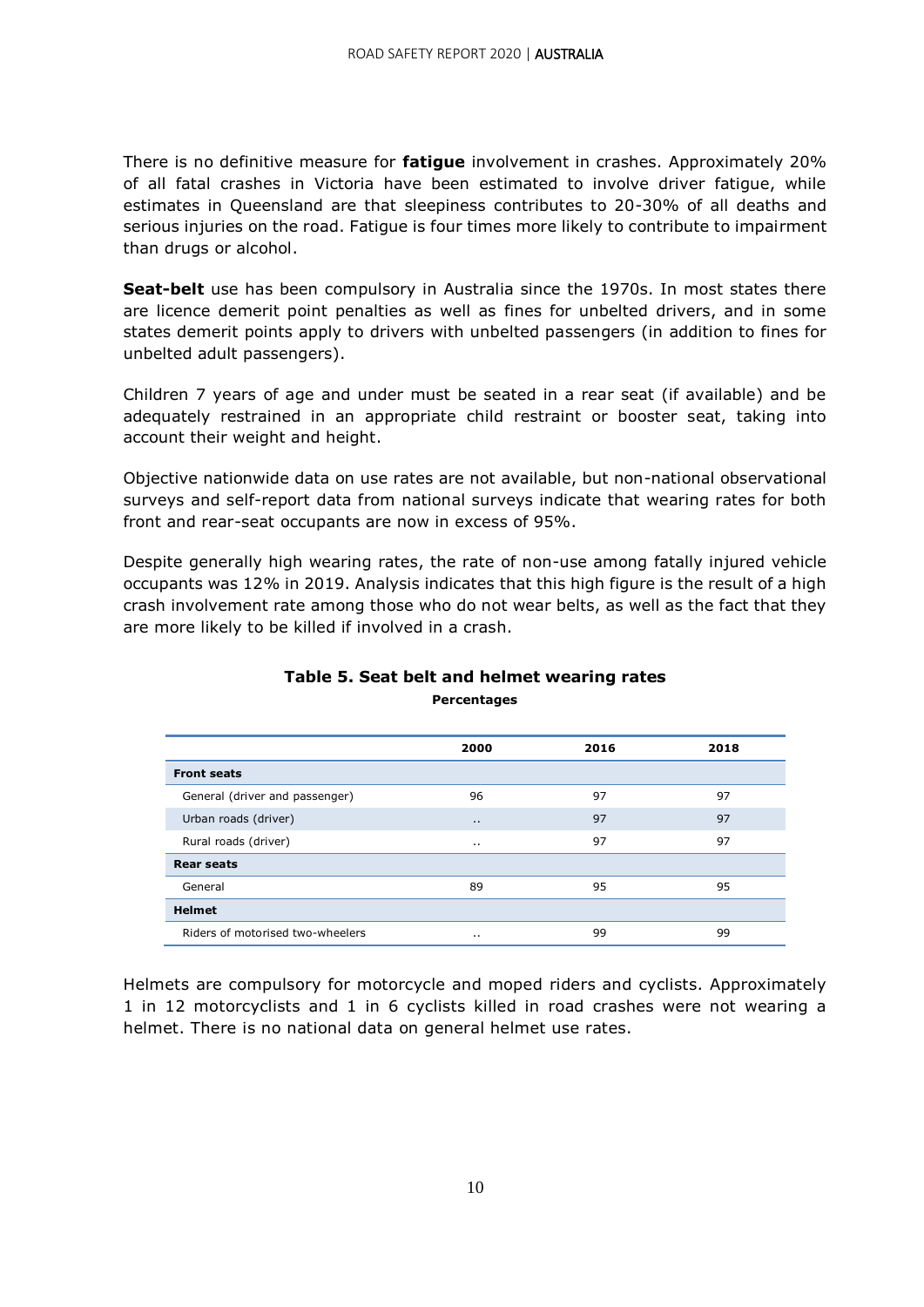There is no definitive measure for **fatigue** involvement in crashes. Approximately 20% of all fatal crashes in Victoria have been estimated to involve driver fatigue, while estimates in Queensland are that sleepiness contributes to 20-30% of all deaths and serious injuries on the road. Fatigue is four times more likely to contribute to impairment than drugs or alcohol.

**Seat-belt** use has been compulsory in Australia since the 1970s. In most states there are licence demerit point penalties as well as fines for unbelted drivers, and in some states demerit points apply to drivers with unbelted passengers (in addition to fines for unbelted adult passengers).

Children 7 years of age and under must be seated in a rear seat (if available) and be adequately restrained in an appropriate child restraint or booster seat, taking into account their weight and height.

Objective nationwide data on use rates are not available, but non-national observational surveys and self-report data from national surveys indicate that wearing rates for both front and rear-seat occupants are now in excess of 95%.

Despite generally high wearing rates, the rate of non-use among fatally injured vehicle occupants was 12% in 2019. Analysis indicates that this high figure is the result of a high crash involvement rate among those who do not wear belts, as well as the fact that they are more likely to be killed if involved in a crash.

**Table 5. Seat belt and helmet wearing rates**

**Percentages**

| | 2000 | 2016 | 2018 |
|---|---|---|---|
| **Front seats** | | | |
| General (driver and passenger) | 96 | 97 | 97 |
| Urban roads (driver) | .. | 97 | 97 |
| Rural roads (driver) | .. | 97 | 97 |
| **Rear seats** | | | |
| General | 89 | 95 | 95 |
| **Helmet** | | | |
| Riders of motorised two-wheelers | .. | 99 | 99 |

Helmets are compulsory for motorcycle and moped riders and cyclists. Approximately 1 in 12 motorcyclists and 1 in 6 cyclists killed in road crashes were not wearing a helmet. There is no national data on general helmet use rates.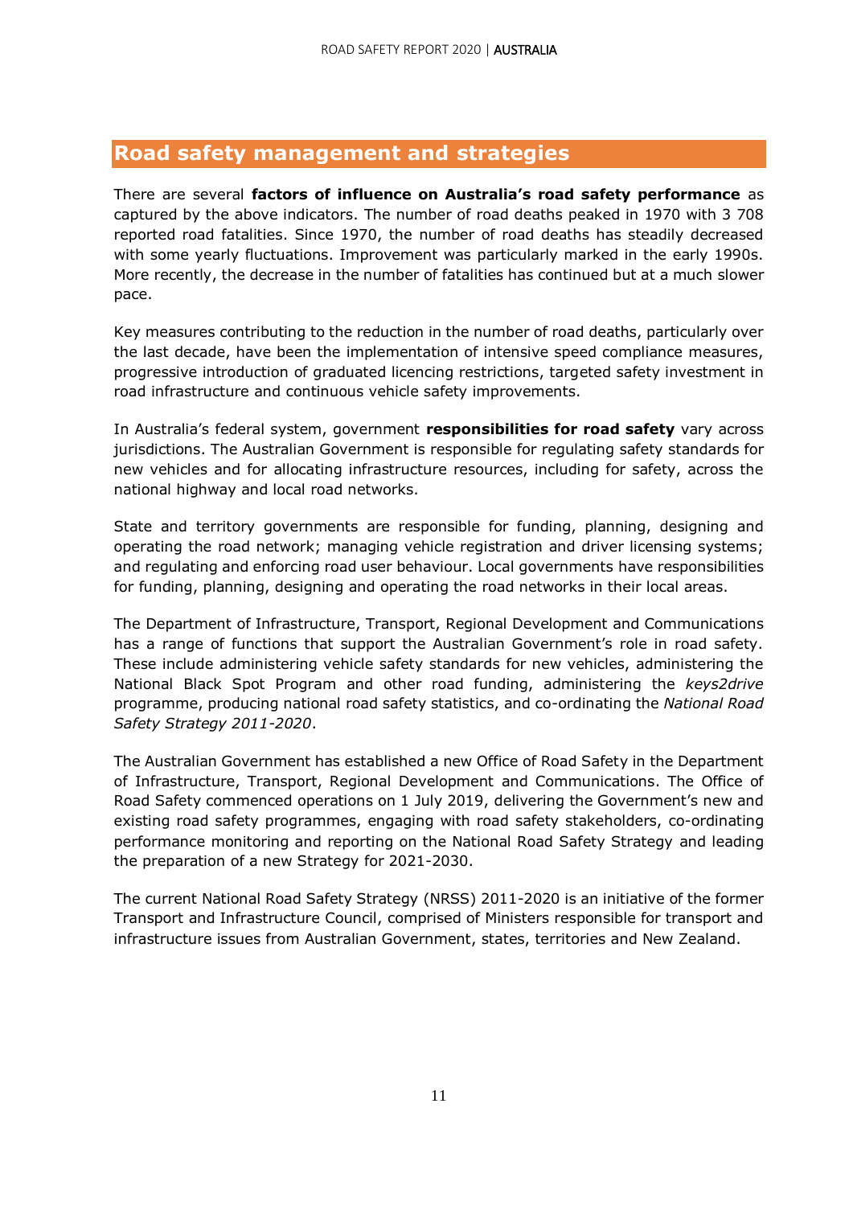## Road safety management and strategies

There are several **factors of influence on Australia's road safety performance** as captured by the above indicators. The number of road deaths peaked in 1970 with 3 708 reported road fatalities. Since 1970, the number of road deaths has steadily decreased with some yearly fluctuations. Improvement was particularly marked in the early 1990s. More recently, the decrease in the number of fatalities has continued but at a much slower pace.

Key measures contributing to the reduction in the number of road deaths, particularly over the last decade, have been the implementation of intensive speed compliance measures, progressive introduction of graduated licencing restrictions, targeted safety investment in road infrastructure and continuous vehicle safety improvements.

In Australia's federal system, government **responsibilities for road safety** vary across jurisdictions. The Australian Government is responsible for regulating safety standards for new vehicles and for allocating infrastructure resources, including for safety, across the national highway and local road networks.

State and territory governments are responsible for funding, planning, designing and operating the road network; managing vehicle registration and driver licensing systems; and regulating and enforcing road user behaviour. Local governments have responsibilities for funding, planning, designing and operating the road networks in their local areas.

The Department of Infrastructure, Transport, Regional Development and Communications has a range of functions that support the Australian Government's role in road safety. These include administering vehicle safety standards for new vehicles, administering the National Black Spot Program and other road funding, administering the *keys2drive* programme, producing national road safety statistics, and co-ordinating the *National Road Safety Strategy 2011-2020*.

The Australian Government has established a new Office of Road Safety in the Department of Infrastructure, Transport, Regional Development and Communications. The Office of Road Safety commenced operations on 1 July 2019, delivering the Government's new and existing road safety programmes, engaging with road safety stakeholders, co-ordinating performance monitoring and reporting on the National Road Safety Strategy and leading the preparation of a new Strategy for 2021-2030.

The current National Road Safety Strategy (NRSS) 2011-2020 is an initiative of the former Transport and Infrastructure Council, comprised of Ministers responsible for transport and infrastructure issues from Australian Government, states, territories and New Zealand.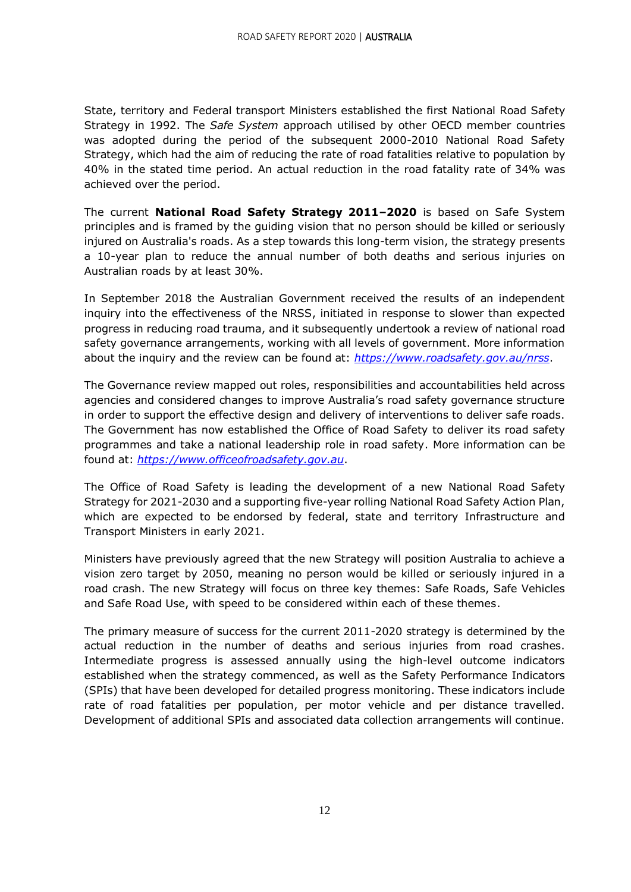State, territory and Federal transport Ministers established the first National Road Safety Strategy in 1992. The *Safe System* approach utilised by other OECD member countries was adopted during the period of the subsequent 2000-2010 National Road Safety Strategy, which had the aim of reducing the rate of road fatalities relative to population by 40% in the stated time period. An actual reduction in the road fatality rate of 34% was achieved over the period.

The current **National Road Safety Strategy 2011–2020** is based on Safe System principles and is framed by the guiding vision that no person should be killed or seriously injured on Australia's roads. As a step towards this long-term vision, the strategy presents a 10-year plan to reduce the annual number of both deaths and serious injuries on Australian roads by at least 30%.

In September 2018 the Australian Government received the results of an independent inquiry into the effectiveness of the NRSS, initiated in response to slower than expected progress in reducing road trauma, and it subsequently undertook a review of national road safety governance arrangements, working with all levels of government. More information about the inquiry and the review can be found at: *https://www.roadsafety.gov.au/nrss*.

The Governance review mapped out roles, responsibilities and accountabilities held across agencies and considered changes to improve Australia's road safety governance structure in order to support the effective design and delivery of interventions to deliver safe roads. The Government has now established the Office of Road Safety to deliver its road safety programmes and take a national leadership role in road safety. More information can be found at: *https://www.officeofroadsafety.gov.au*.

The Office of Road Safety is leading the development of a new National Road Safety Strategy for 2021-2030 and a supporting five-year rolling National Road Safety Action Plan, which are expected to be endorsed by federal, state and territory Infrastructure and Transport Ministers in early 2021.

Ministers have previously agreed that the new Strategy will position Australia to achieve a vision zero target by 2050, meaning no person would be killed or seriously injured in a road crash. The new Strategy will focus on three key themes: Safe Roads, Safe Vehicles and Safe Road Use, with speed to be considered within each of these themes.

The primary measure of success for the current 2011-2020 strategy is determined by the actual reduction in the number of deaths and serious injuries from road crashes. Intermediate progress is assessed annually using the high-level outcome indicators established when the strategy commenced, as well as the Safety Performance Indicators (SPIs) that have been developed for detailed progress monitoring. These indicators include rate of road fatalities per population, per motor vehicle and per distance travelled. Development of additional SPIs and associated data collection arrangements will continue.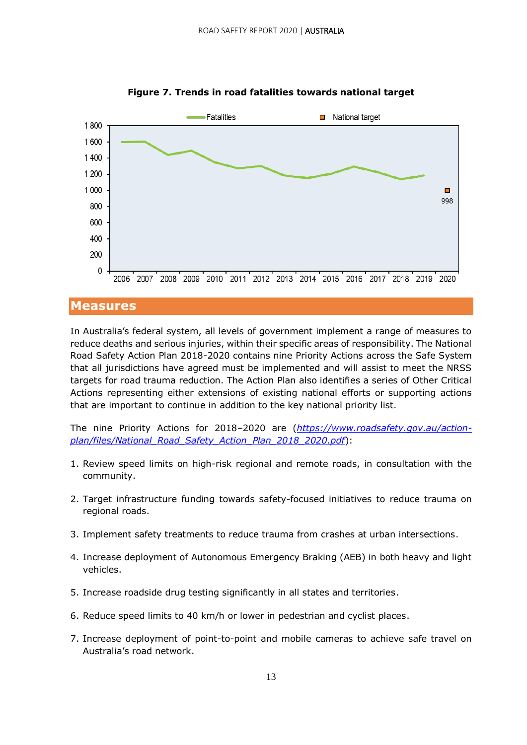**Figure 7. Trends in road fatalities towards national target**

## Measures

In Australia's federal system, all levels of government implement a range of measures to reduce deaths and serious injuries, within their specific areas of responsibility. The National Road Safety Action Plan 2018-2020 contains nine Priority Actions across the Safe System that all jurisdictions have agreed must be implemented and will assist to meet the NRSS targets for road trauma reduction. The Action Plan also identifies a series of Other Critical Actions representing either extensions of existing national efforts or supporting actions that are important to continue in addition to the key national priority list.

The nine Priority Actions for 2018–2020 are (*https://www.roadsafety.gov.au/action-plan/files/National_Road_Safety_Action_Plan_2018_2020.pdf*):

1. Review speed limits on high-risk regional and remote roads, in consultation with the community.
2. Target infrastructure funding towards safety-focused initiatives to reduce trauma on regional roads.
3. Implement safety treatments to reduce trauma from crashes at urban intersections.
4. Increase deployment of Autonomous Emergency Braking (AEB) in both heavy and light vehicles.
5. Increase roadside drug testing significantly in all states and territories.
6. Reduce speed limits to 40 km/h or lower in pedestrian and cyclist places.
7. Increase deployment of point-to-point and mobile cameras to achieve safe travel on Australia's road network.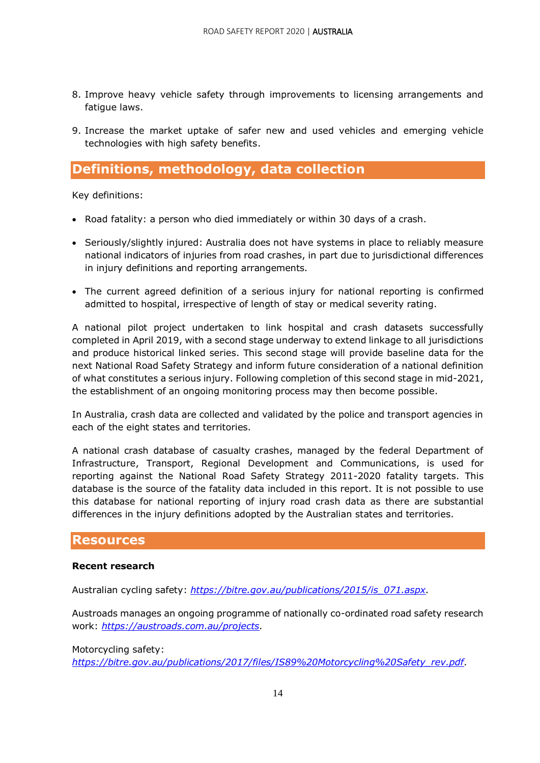8. Improve heavy vehicle safety through improvements to licensing arrangements and fatigue laws.

9. Increase the market uptake of safer new and used vehicles and emerging vehicle technologies with high safety benefits.

## Definitions, methodology, data collection

Key definitions:

- Road fatality: a person who died immediately or within 30 days of a crash.
- Seriously/slightly injured: Australia does not have systems in place to reliably measure national indicators of injuries from road crashes, in part due to jurisdictional differences in injury definitions and reporting arrangements.
- The current agreed definition of a serious injury for national reporting is confirmed admitted to hospital, irrespective of length of stay or medical severity rating.

A national pilot project undertaken to link hospital and crash datasets successfully completed in April 2019, with a second stage underway to extend linkage to all jurisdictions and produce historical linked series. This second stage will provide baseline data for the next National Road Safety Strategy and inform future consideration of a national definition of what constitutes a serious injury. Following completion of this second stage in mid-2021, the establishment of an ongoing monitoring process may then become possible.

In Australia, crash data are collected and validated by the police and transport agencies in each of the eight states and territories.

A national crash database of casualty crashes, managed by the federal Department of Infrastructure, Transport, Regional Development and Communications, is used for reporting against the National Road Safety Strategy 2011-2020 fatality targets. This database is the source of the fatality data included in this report. It is not possible to use this database for national reporting of injury road crash data as there are substantial differences in the injury definitions adopted by the Australian states and territories.

## Resources

**Recent research**

Australian cycling safety: *https://bitre.gov.au/publications/2015/is_071.aspx*.

Austroads manages an ongoing programme of nationally co-ordinated road safety research work: *https://austroads.com.au/projects*.

Motorcycling safety:
*https://bitre.gov.au/publications/2017/files/IS89%20Motorcycling%20Safety_rev.pdf*.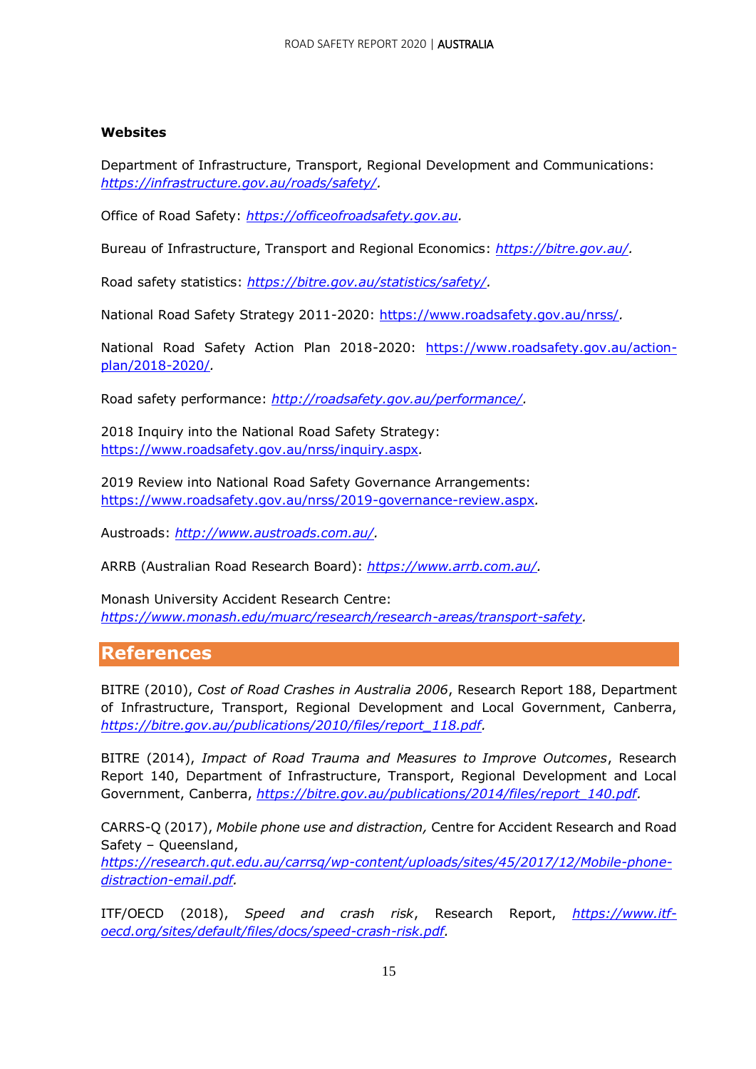**Websites**

Department of Infrastructure, Transport, Regional Development and Communications: *https://infrastructure.gov.au/roads/safety/*.

Office of Road Safety: *https://officeofroadsafety.gov.au*.

Bureau of Infrastructure, Transport and Regional Economics: *https://bitre.gov.au/*.

Road safety statistics: *https://bitre.gov.au/statistics/safety/*.

National Road Safety Strategy 2011-2020: https://www.roadsafety.gov.au/nrss/.

National Road Safety Action Plan 2018-2020: https://www.roadsafety.gov.au/action-plan/2018-2020/.

Road safety performance: *http://roadsafety.gov.au/performance/*.

2018 Inquiry into the National Road Safety Strategy: https://www.roadsafety.gov.au/nrss/inquiry.aspx.

2019 Review into National Road Safety Governance Arrangements: https://www.roadsafety.gov.au/nrss/2019-governance-review.aspx.

Austroads: *http://www.austroads.com.au/*.

ARRB (Australian Road Research Board): *https://www.arrb.com.au/*.

Monash University Accident Research Centre: *https://www.monash.edu/muarc/research/research-areas/transport-safety*.

## References

BITRE (2010), *Cost of Road Crashes in Australia 2006*, Research Report 188, Department of Infrastructure, Transport, Regional Development and Local Government, Canberra, *https://bitre.gov.au/publications/2010/files/report_118.pdf*.

BITRE (2014), *Impact of Road Trauma and Measures to Improve Outcomes*, Research Report 140, Department of Infrastructure, Transport, Regional Development and Local Government, Canberra, *https://bitre.gov.au/publications/2014/files/report_140.pdf*.

CARRS-Q (2017), *Mobile phone use and distraction,* Centre for Accident Research and Road Safety – Queensland, *https://research.qut.edu.au/carrsq/wp-content/uploads/sites/45/2017/12/Mobile-phone-distraction-email.pdf*.

ITF/OECD (2018), *Speed and crash risk*, Research Report, *https://www.itf-oecd.org/sites/default/files/docs/speed-crash-risk.pdf*.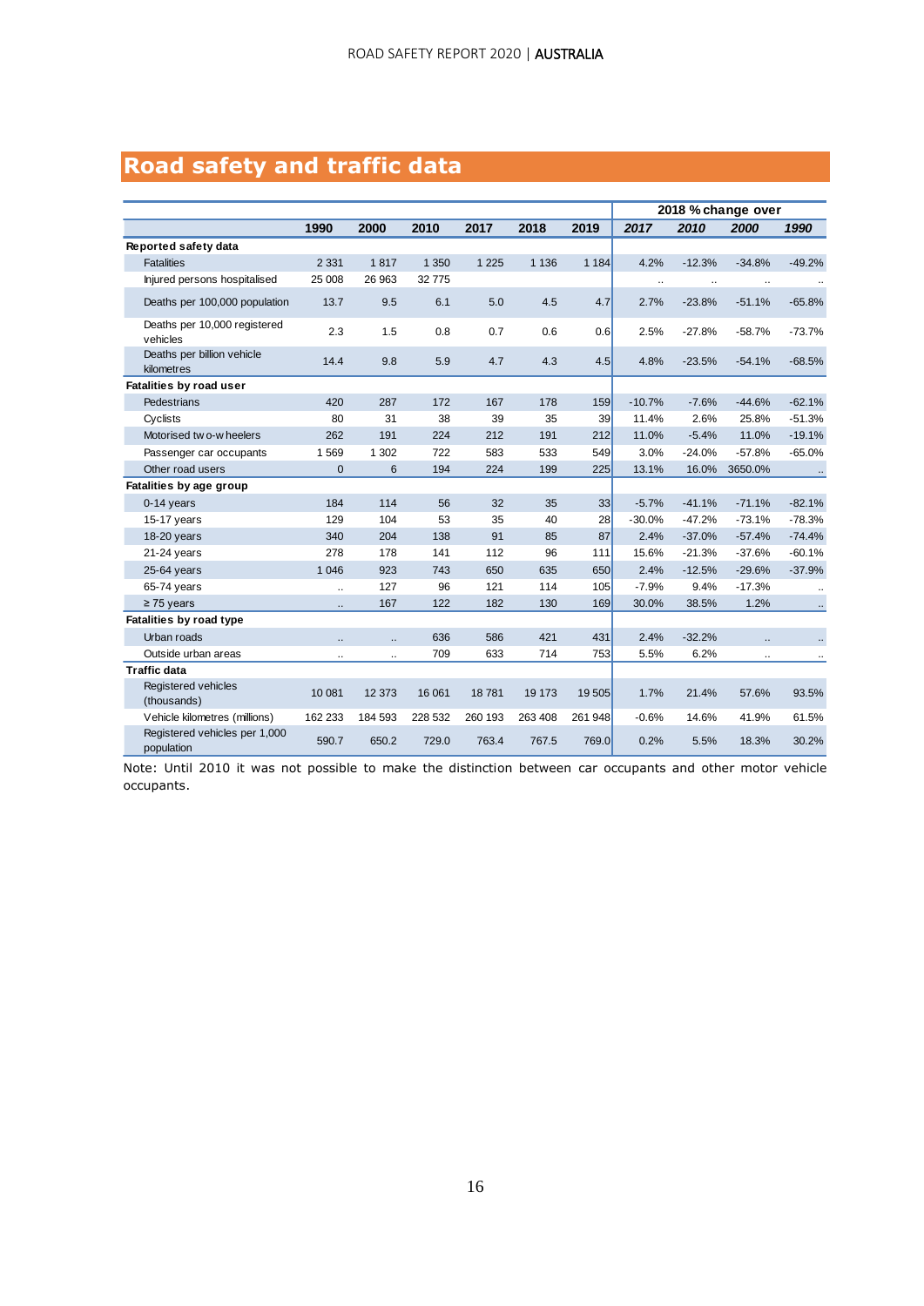## Road safety and traffic data

| | 1990 | 2000 | 2010 | 2017 | 2018 | 2019 | 2018 % change over | | | |
|---|---|---|---|---|---|---|---|---|---|---|
| | | | | | | | *2017* | *2010* | *2000* | *1990* |
| **Reported safety data** | | | | | | | | | | |
| Fatalities | 2 331 | 1 817 | 1 350 | 1 225 | 1 136 | 1 184 | 4.2% | -12.3% | -34.8% | -49.2% |
| Injured persons hospitalised | 25 008 | 26 963 | 32 775 | | | | .. | .. | .. | .. |
| Deaths per 100,000 population | 13.7 | 9.5 | 6.1 | 5.0 | 4.5 | 4.7 | 2.7% | -23.8% | -51.1% | -65.8% |
| Deaths per 10,000 registered vehicles | 2.3 | 1.5 | 0.8 | 0.7 | 0.6 | 0.6 | 2.5% | -27.8% | -58.7% | -73.7% |
| Deaths per billion vehicle kilometres | 14.4 | 9.8 | 5.9 | 4.7 | 4.3 | 4.5 | 4.8% | -23.5% | -54.1% | -68.5% |
| **Fatalities by road user** | | | | | | | | | | |
| Pedestrians | 420 | 287 | 172 | 167 | 178 | 159 | -10.7% | -7.6% | -44.6% | -62.1% |
| Cyclists | 80 | 31 | 38 | 39 | 35 | 39 | 11.4% | 2.6% | 25.8% | -51.3% |
| Motorised two-wheelers | 262 | 191 | 224 | 212 | 191 | 212 | 11.0% | -5.4% | 11.0% | -19.1% |
| Passenger car occupants | 1 569 | 1 302 | 722 | 583 | 533 | 549 | 3.0% | -24.0% | -57.8% | -65.0% |
| Other road users | 0 | 6 | 194 | 224 | 199 | 225 | 13.1% | 16.0% | 3650.0% | .. |
| **Fatalities by age group** | | | | | | | | | | |
| 0-14 years | 184 | 114 | 56 | 32 | 35 | 33 | -5.7% | -41.1% | -71.1% | -82.1% |
| 15-17 years | 129 | 104 | 53 | 35 | 40 | 28 | -30.0% | -47.2% | -73.1% | -78.3% |
| 18-20 years | 340 | 204 | 138 | 91 | 85 | 87 | 2.4% | -37.0% | -57.4% | -74.4% |
| 21-24 years | 278 | 178 | 141 | 112 | 96 | 111 | 15.6% | -21.3% | -37.6% | -60.1% |
| 25-64 years | 1 046 | 923 | 743 | 650 | 635 | 650 | 2.4% | -12.5% | -29.6% | -37.9% |
| 65-74 years | .. | 127 | 96 | 121 | 114 | 105 | -7.9% | 9.4% | -17.3% | .. |
| ≥ 75 years | .. | 167 | 122 | 182 | 130 | 169 | 30.0% | 38.5% | 1.2% | .. |
| **Fatalities by road type** | | | | | | | | | | |
| Urban roads | .. | .. | 636 | 586 | 421 | 431 | 2.4% | -32.2% | .. | .. |
| Outside urban areas | .. | .. | 709 | 633 | 714 | 753 | 5.5% | 6.2% | .. | .. |
| **Traffic data** | | | | | | | | | | |
| Registered vehicles (thousands) | 10 081 | 12 373 | 16 061 | 18 781 | 19 173 | 19 505 | 1.7% | 21.4% | 57.6% | 93.5% |
| Vehicle kilometres (millions) | 162 233 | 184 593 | 228 532 | 260 193 | 263 408 | 261 948 | -0.6% | 14.6% | 41.9% | 61.5% |
| Registered vehicles per 1,000 population | 590.7 | 650.2 | 729.0 | 763.4 | 767.5 | 769.0 | 0.2% | 5.5% | 18.3% | 30.2% |

Note: Until 2010 it was not possible to make the distinction between car occupants and other motor vehicle occupants.